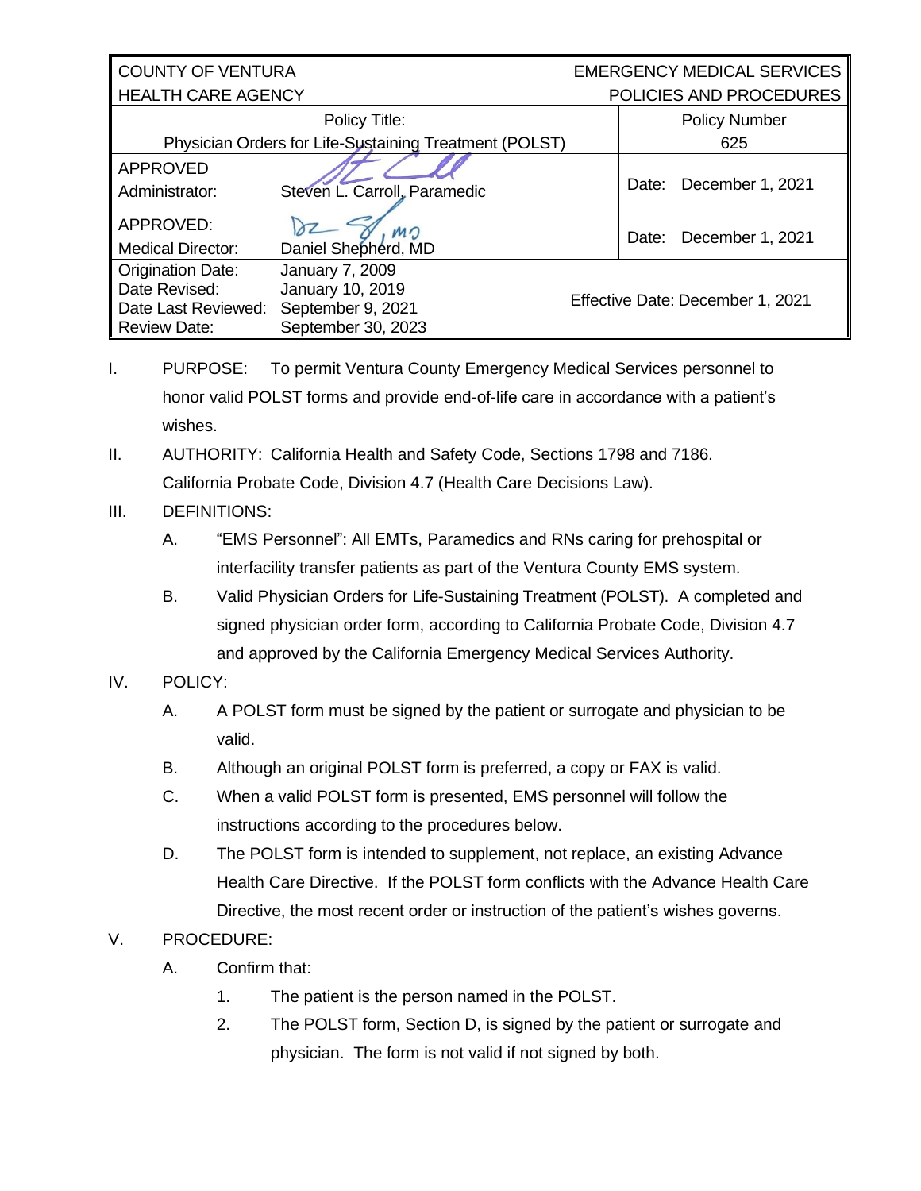| | | |
|---|---|---|
| COUNTY OF VENTURA<br>HEALTH CARE AGENCY | | EMERGENCY MEDICAL SERVICES<br>POLICIES AND PROCEDURES |
| Policy Title:<br>Physician Orders for Life-Sustaining Treatment (POLST) | | Policy Number<br>625 |
| APPROVED<br>Administrator: | Steven L. Carroll, Paramedic | Date: December 1, 2021 |
| APPROVED:<br>Medical Director: | Daniel Shepherd, MD | Date: December 1, 2021 |
| Origination Date:<br>Date Revised:<br>Date Last Reviewed:<br>Review Date: | January 7, 2009<br>January 10, 2019<br>September 9, 2021<br>September 30, 2023 | Effective Date: December 1, 2021 |

I. PURPOSE: To permit Ventura County Emergency Medical Services personnel to honor valid POLST forms and provide end-of-life care in accordance with a patient's wishes.

II. AUTHORITY: California Health and Safety Code, Sections 1798 and 7186. California Probate Code, Division 4.7 (Health Care Decisions Law).

III. DEFINITIONS:

A. "EMS Personnel": All EMTs, Paramedics and RNs caring for prehospital or interfacility transfer patients as part of the Ventura County EMS system.

B. Valid Physician Orders for Life-Sustaining Treatment (POLST). A completed and signed physician order form, according to California Probate Code, Division 4.7 and approved by the California Emergency Medical Services Authority.

IV. POLICY:

A. A POLST form must be signed by the patient or surrogate and physician to be valid.

B. Although an original POLST form is preferred, a copy or FAX is valid.

C. When a valid POLST form is presented, EMS personnel will follow the instructions according to the procedures below.

D. The POLST form is intended to supplement, not replace, an existing Advance Health Care Directive. If the POLST form conflicts with the Advance Health Care Directive, the most recent order or instruction of the patient's wishes governs.

V. PROCEDURE:

A. Confirm that:

1. The patient is the person named in the POLST.

2. The POLST form, Section D, is signed by the patient or surrogate and physician. The form is not valid if not signed by both.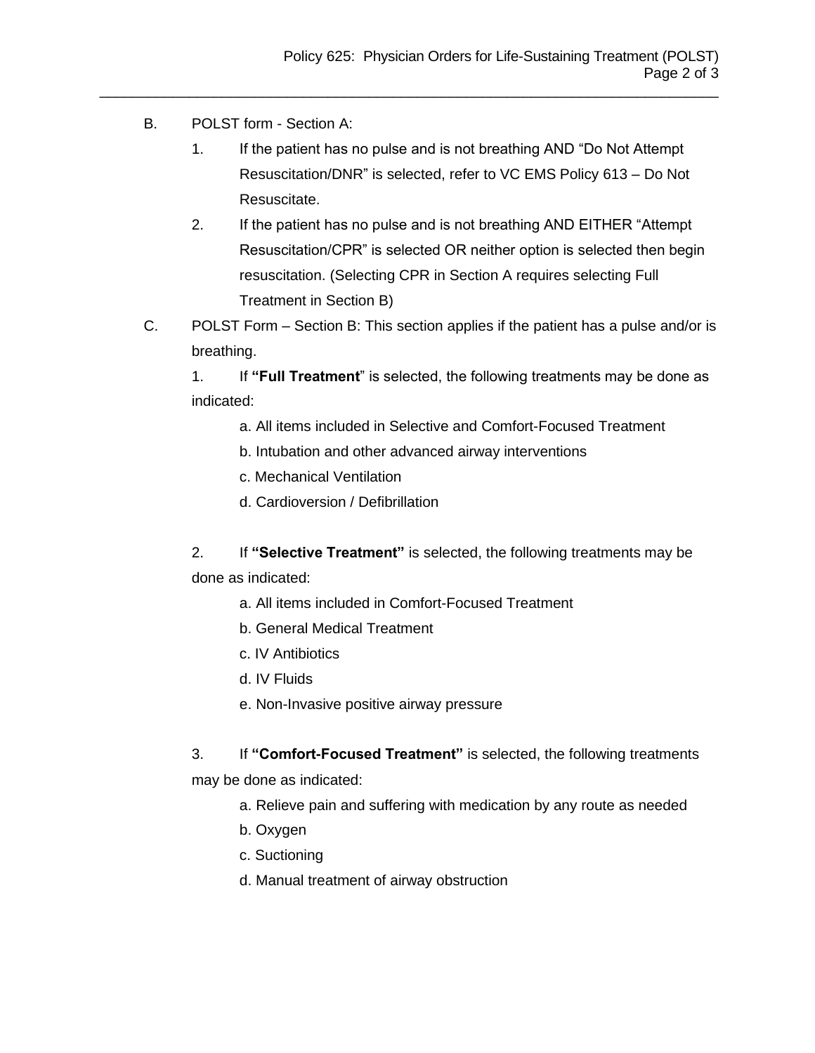B. POLST form - Section A:

1. If the patient has no pulse and is not breathing AND "Do Not Attempt Resuscitation/DNR" is selected, refer to VC EMS Policy 613 – Do Not Resuscitate.
2. If the patient has no pulse and is not breathing AND EITHER "Attempt Resuscitation/CPR" is selected OR neither option is selected then begin resuscitation. (Selecting CPR in Section A requires selecting Full Treatment in Section B)

C. POLST Form – Section B: This section applies if the patient has a pulse and/or is breathing.

1. If **"Full Treatment**" is selected, the following treatments may be done as indicated:
   - a. All items included in Selective and Comfort-Focused Treatment
   - b. Intubation and other advanced airway interventions
   - c. Mechanical Ventilation
   - d. Cardioversion / Defibrillation

2. If **"Selective Treatment"** is selected, the following treatments may be done as indicated:
   - a. All items included in Comfort-Focused Treatment
   - b. General Medical Treatment
   - c. IV Antibiotics
   - d. IV Fluids
   - e. Non-Invasive positive airway pressure

3. If **"Comfort-Focused Treatment"** is selected, the following treatments may be done as indicated:
   - a. Relieve pain and suffering with medication by any route as needed
   - b. Oxygen
   - c. Suctioning
   - d. Manual treatment of airway obstruction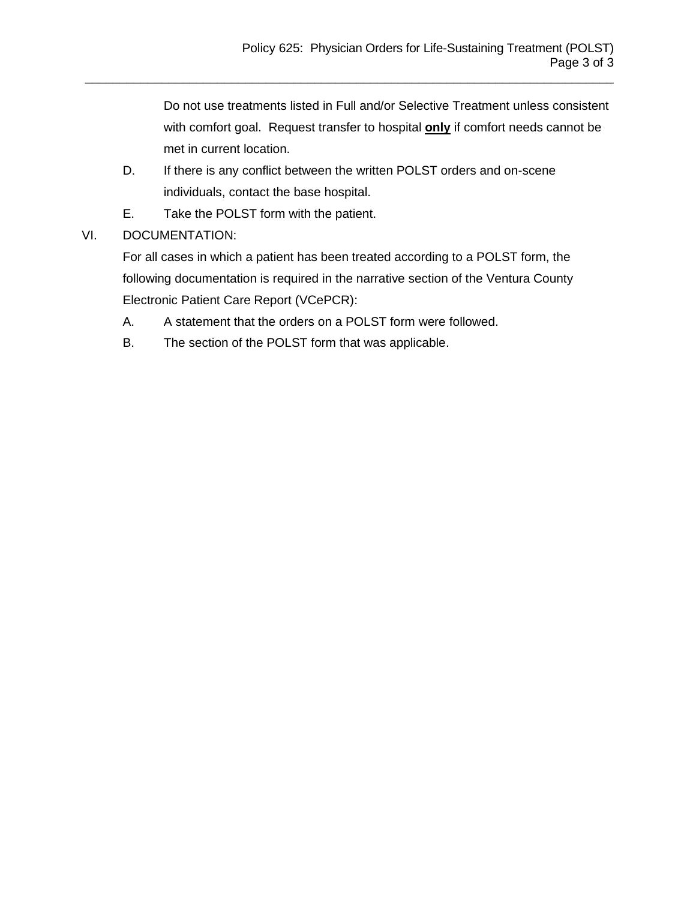Do not use treatments listed in Full and/or Selective Treatment unless consistent with comfort goal. Request transfer to hospital **<u>only</u>** if comfort needs cannot be met in current location.

D. If there is any conflict between the written POLST orders and on-scene individuals, contact the base hospital.

E. Take the POLST form with the patient.

VI. DOCUMENTATION:

For all cases in which a patient has been treated according to a POLST form, the following documentation is required in the narrative section of the Ventura County Electronic Patient Care Report (VCePCR):

A. A statement that the orders on a POLST form were followed.

B. The section of the POLST form that was applicable.